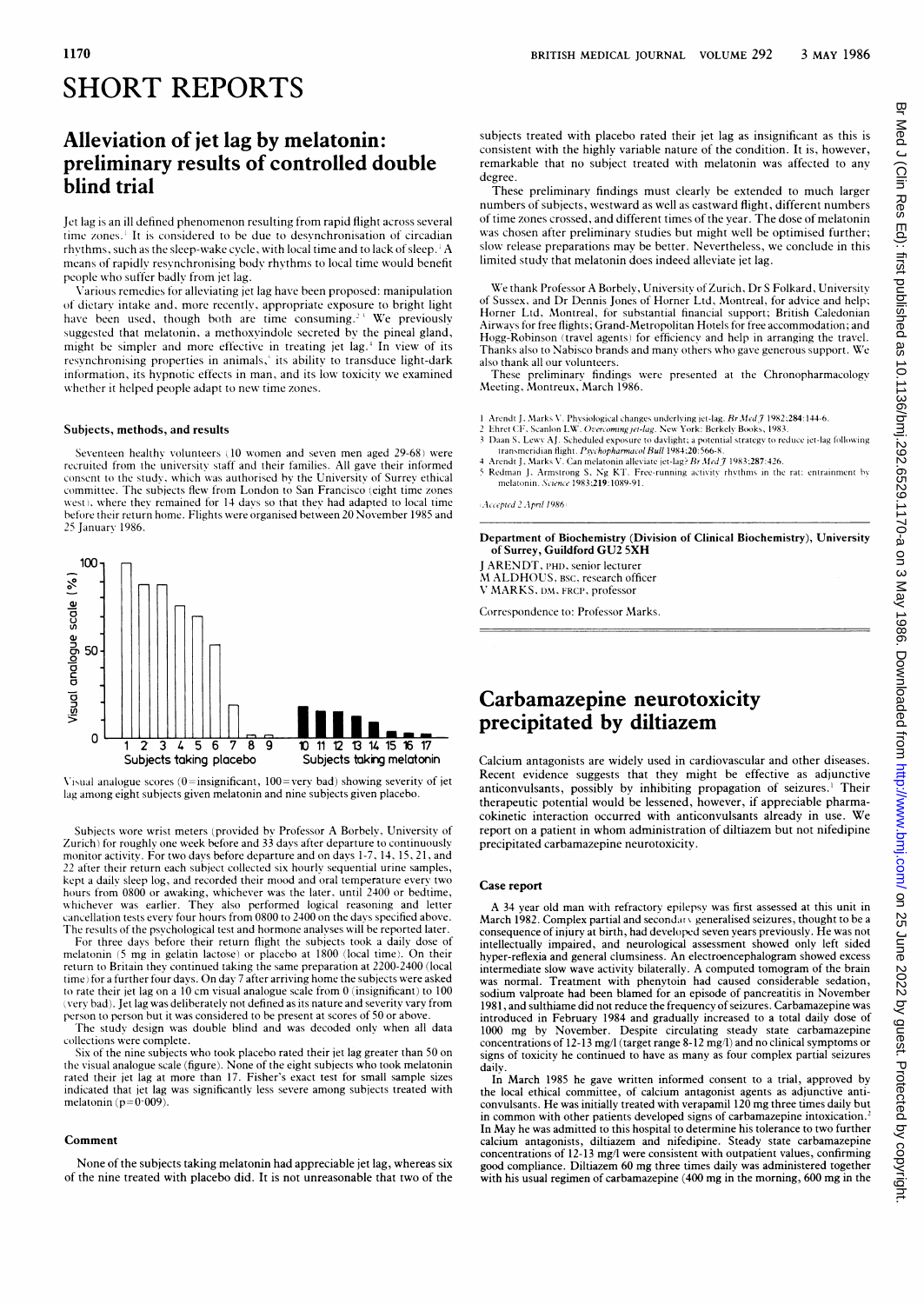# SHORT REPORTS

## Alleviation of jet lag by melatonin: preliminary results of controlled double blind trial

Jet lag is an ill defined phenomenon resulting from rapid flight across several time zones.[1] It is considered to be due to desynchronisation of circadian rhythms, such as the sleep-wake cycle, with local time and to lack of sleep.[1] A means of rapidly resynchronising body rhythms to local time would benefit people who suffer badly from jet lag.

Various remedies for alleviating jet lag have been proposed: manipulation of dietary intake and, more recently, appropriate exposure to bright light have been used, though both are time consuming.[2,3] We previously suggested that melatonin, a methoxyindole secreted by the pineal gland, might be simpler and more effective in treating jet lag.[4] In view of its resynchronising properties in animals,[5] its ability to transduce light-dark information, its hypnotic effects in man, and its low toxicity we examined whether it helped people adapt to new time zones.

### Subjects, methods, and results

Seventeen healthy volunteers (10 women and seven men aged 29-68) were recruited from the university staff and their families. All gave their informed consent to the study, which was authorised by the University of Surrey ethical committee. The subjects flew from London to San Francisco (eight time zones west), where they remained for 14 days so that they had adapted to local time before their return home. Flights were organised between 20 November 1985 and 25 January 1986.

Visual analogue scores (0=insignificant, 100=very bad) showing severity of jet lag among eight subjects given melatonin and nine subjects given placebo.

Subjects wore wrist meters (provided by Professor A Borbely, University of Zurich) for roughly one week before and 33 days after departure to continuously monitor activity. For two days before departure and on days 1-7, 14, 15, 21, and 22 after their return each subject collected six hourly sequential urine samples, kept a daily sleep log, and recorded their mood and oral temperature every two hours from 0800 or awaking, whichever was the later, until 2400 or bedtime, whichever was earlier. They also performed logical reasoning and letter cancellation tests every four hours from 0800 to 2400 on the days specified above. The results of the psychological test and hormone analyses will be reported later.

For three days before their return flight the subjects took a daily dose of melatonin (5 mg in gelatin lactose) or placebo at 1800 (local time). On their return to Britain they continued taking the same preparation at 2200-2400 (local time) for a further four days. On day 7 after arriving home the subjects were asked to rate their jet lag on a 10 cm visual analogue scale from 0 (insignificant) to 100 (very bad). Jet lag was deliberately not defined as its nature and severity vary from person to person but it was considered to be present at scores of 50 or above.

The study design was double blind and was decoded only when all data collections were complete.

Six of the nine subjects who took placebo rated their jet lag greater than 50 on the visual analogue scale (figure). None of the eight subjects who took melatonin rated their jet lag at more than 17. Fisher's exact test for small sample sizes indicated that jet lag was significantly less severe among subjects treated with melatonin ($p=0.009$).

### Comment

None of the subjects taking melatonin had appreciable jet lag, whereas six of the nine treated with placebo did. It is not unreasonable that two of the subjects treated with placebo rated their jet lag as insignificant as this is consistent with the highly variable nature of the condition. It is, however, remarkable that no subject treated with melatonin was affected to any degree.

These preliminary findings must clearly be extended to much larger numbers of subjects, westward as well as eastward flight, different numbers of time zones crossed, and different times of the year. The dose of melatonin was chosen after preliminary studies but might well be optimised further; slow release preparations may be better. Nevertheless, we conclude in this limited study that melatonin does indeed alleviate jet lag.

We thank Professor A Borbely, University of Zurich, Dr S Folkard, University of Sussex, and Dr Dennis Jones of Horner Ltd, Montreal, for advice and help; Horner Ltd, Montreal, for substantial financial support; British Caledonian Airways for free flights; Grand-Metropolitan Hotels for free accommodation; and Hogg-Robinson (travel agents) for efficiency and help in arranging the travel. Thanks also to Nabisco brands and many others who gave generous support. We also thank all our volunteers.

These preliminary findings were presented at the Chronopharmacology Meeting, Montreux, March 1986.

1 Arendt J, Marks V. Physiological changes underlying jet-lag. *Br Med J* 1982;284:144-6.
2 Ehret CF, Scanlon LW. *Overcoming jet-lag*. New York: Berkely Books, 1983.
3 Daan S, Lewy AJ. Scheduled exposure to daylight; a potential strategy to reduce jet-lag following transmeridian flight. *Psychopharmacol Bull* 1984;20:566-8.
4 Arendt J, Marks V. Can melatonin alleviate jet-lag? *Br Med J* 1983;287:426.
5 Redman J, Armstrong S, Ng KT. Free-running activity rhythms in the rat: entrainment by melatonin. *Science* 1983;219:1089-91.

(Accepted 2 April 1986)

**Department of Biochemistry (Division of Clinical Biochemistry), University of Surrey, Guildford GU2 5XH**

J ARENDT, PHD, senior lecturer
M ALDHOUS, BSC, research officer
V MARKS, DM, FRCP, professor

Correspondence to: Professor Marks.

## Carbamazepine neurotoxicity precipitated by diltiazem

Calcium antagonists are widely used in cardiovascular and other diseases. Recent evidence suggests that they might be effective as adjunctive anticonvulsants, possibly by inhibiting propagation of seizures.[1] Their therapeutic potential would be lessened, however, if appreciable pharmacokinetic interaction occurred with anticonvulsants already in use. We report on a patient in whom administration of diltiazem but not nifedipine precipitated carbamazepine neurotoxicity.

### Case report

A 34 year old man with refractory epilepsy was first assessed at this unit in March 1982. Complex partial and secondary generalised seizures, thought to be a consequence of injury at birth, had developed seven years previously. He was not intellectually impaired, and neurological assessment showed only left sided hyper-reflexia and general clumsiness. An electroencephalogram showed excess intermediate slow wave activity bilaterally. A computed tomogram of the brain was normal. Treatment with phenytoin had caused considerable sedation, sodium valproate had been blamed for an episode of pancreatitis in November 1981, and sulthiame did not reduce the frequency of seizures. Carbamazepine was introduced in February 1984 and gradually increased to a total daily dose of 1000 mg by November. Despite circulating steady state carbamazepine concentrations of 12-13 mg/l (target range 8-12 mg/l) and no clinical symptoms or signs of toxicity he continued to have as many as four complex partial seizures daily.

In March 1985 he gave written informed consent to a trial, approved by the local ethical committee, of calcium antagonist agents as adjunctive anticonvulsants. He was initially treated with verapamil 120 mg three times daily but in common with other patients developed signs of carbamazepine intoxication.[2] In May he was admitted to this hospital to determine his tolerance to two further calcium antagonists, diltiazem and nifedipine. Steady state carbamazepine concentrations of 12-13 mg/l were consistent with outpatient values, confirming good compliance. Diltiazem 60 mg three times daily was administered together with his usual regimen of carbamazepine (400 mg in the morning, 600 mg in the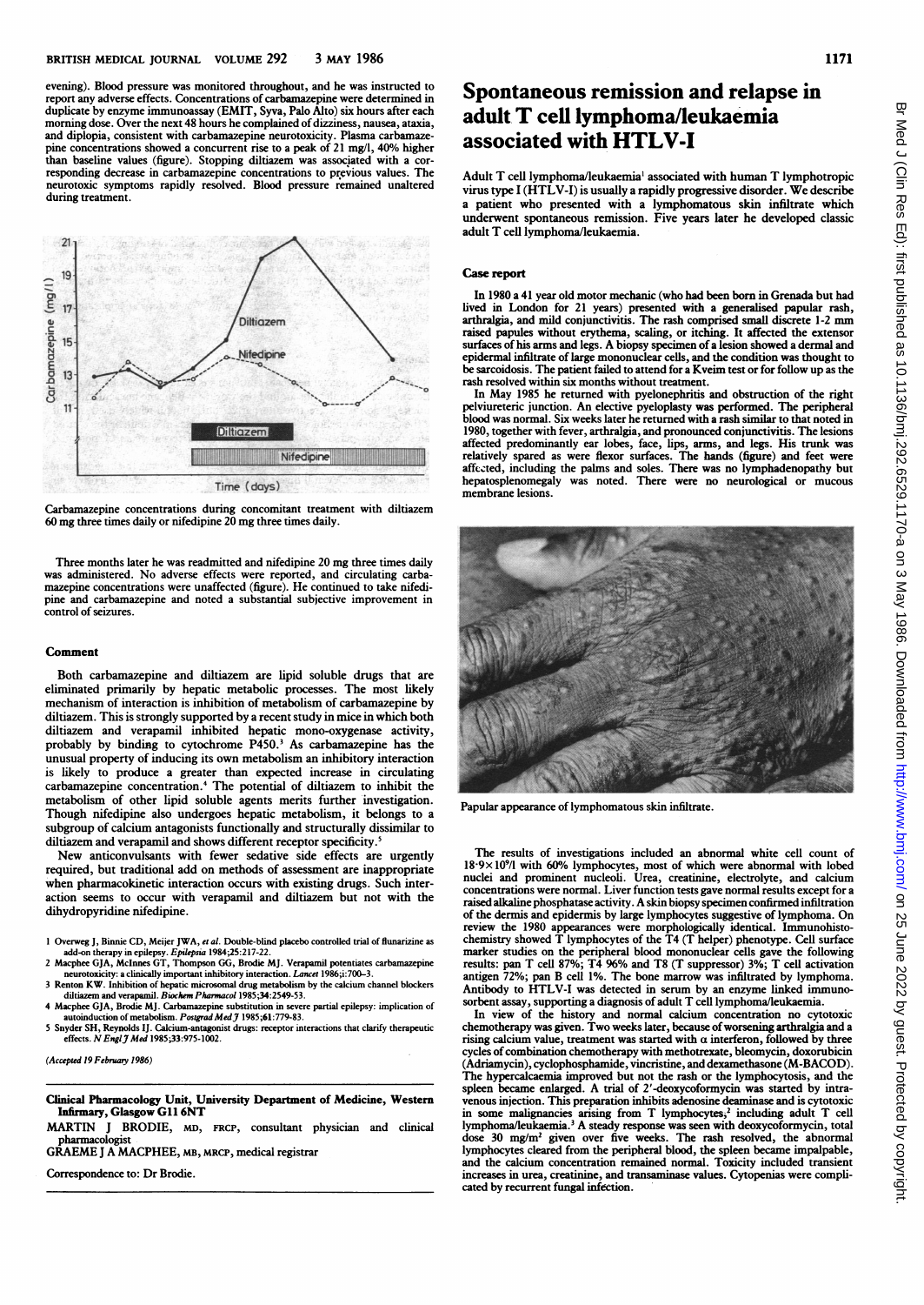evening). Blood pressure was monitored throughout, and he was instructed to report any adverse effects. Concentrations of carbamazepine were determined in duplicate by enzyme immunoassay (EMIT, Syva, Palo Alto) six hours after each morning dose. Over the next 48 hours he complained of dizziness, nausea, ataxia, and diplopia, consistent with carbamazepine neurotoxicity. Plasma carbamazepine concentrations showed a concurrent rise to a peak of 21 mg/l, 40% higher than baseline values (figure). Stopping diltiazem was associated with a corresponding decrease in carbamazepine concentrations to previous values. The neurotoxic symptoms rapidly resolved. Blood pressure remained unaltered during treatment.

Carbamazepine (mg/l)
21
19
17
15
13
11
Diltiazem
Nifedipine
Diltiazem
Nifedipine
Time (days)

Carbamazepine concentrations during concomitant treatment with diltiazem 60 mg three times daily or nifedipine 20 mg three times daily.

Three months later he was readmitted and nifedipine 20 mg three times daily was administered. No adverse effects were reported, and circulating carbamazepine concentrations were unaffected (figure). He continued to take nifedipine and carbamazepine and noted a substantial subjective improvement in control of seizures.

## Comment

Both carbamazepine and diltiazem are lipid soluble drugs that are eliminated primarily by hepatic metabolic processes. The most likely mechanism of interaction is inhibition of metabolism of carbamazepine by diltiazem. This is strongly supported by a recent study in mice in which both diltiazem and verapamil inhibited hepatic mono-oxygenase activity, probably by binding to cytochrome P450.[3] As carbamazepine has the unusual property of inducing its own metabolism an inhibitory interaction is likely to produce a greater than expected increase in circulating carbamazepine concentration.[4] The potential of diltiazem to inhibit the metabolism of other lipid soluble agents merits further investigation. Though nifedipine also undergoes hepatic metabolism, it belongs to a subgroup of calcium antagonists functionally and structurally dissimilar to diltiazem and verapamil and shows different receptor specificity.[5]

New anticonvulsants with fewer sedative side effects are urgently required, but traditional add on methods of assessment are inappropriate when pharmacokinetic interaction occurs with existing drugs. Such interaction seems to occur with verapamil and diltiazem but not with the dihydropyridine nifedipine.

1 Overweg J, Binnie CD, Meijer JWA, *et al*. Double-blind placebo controlled trial of flunarizine as add-on therapy in epilepsy. *Epilepsia* 1984;25:217-22.
2 Macphee GJA, McInnes GT, Thompson GG, Brodie MJ. Verapamil potentiates carbamazepine neurotoxicity: a clinically important inhibitory interaction. *Lancet* 1986;i:700-3.
3 Renton KW. Inhibition of hepatic microsomal drug metabolism by the calcium channel blockers diltiazem and verapamil. *Biochem Pharmacol* 1985;34:2549-53.
4 Macphee GJA, Brodie MJ. Carbamazepine substitution in severe partial epilepsy: implication of autoinduction of metabolism. *Postgrad Med J* 1985;61:779-83.
5 Snyder SH, Reynolds IJ. Calcium-antagonist drugs: receptor interactions that clarify therapeutic effects. *N Engl J Med* 1985;33:975-1002.

*(Accepted 19 February 1986)*

**Clinical Pharmacology Unit, University Department of Medicine, Western Infirmary, Glasgow G11 6NT**

MARTIN J BRODIE, MD, FRCP, consultant physician and clinical pharmacologist
GRAEME J A MACPHEE, MB, MRCP, medical registrar

Correspondence to: Dr Brodie.

# Spontaneous remission and relapse in adult T cell lymphoma/leukaemia associated with HTLV-I

Adult T cell lymphoma/leukaemia[1] associated with human T lymphotropic virus type I (HTLV-I) is usually a rapidly progressive disorder. We describe a patient who presented with a lymphomatous skin infiltrate which underwent spontaneous remission. Five years later he developed classic adult T cell lymphoma/leukaemia.

## Case report

In 1980 a 41 year old motor mechanic (who had been born in Grenada but had lived in London for 21 years) presented with a generalised papular rash, arthralgia, and mild conjunctivitis. The rash comprised small discrete 1-2 mm raised papules without erythema, scaling, or itching. It affected the extensor surfaces of his arms and legs. A biopsy specimen of a lesion showed a dermal and epidermal infiltrate of large mononuclear cells, and the condition was thought to be sarcoidosis. The patient failed to attend for a Kveim test or for follow up as the rash resolved within six months without treatment.

In May 1985 he returned with pyelonephritis and obstruction of the right pelviureteric junction. An elective pyeloplasty was performed. The peripheral blood was normal. Six weeks later he returned with a rash similar to that noted in 1980, together with fever, arthralgia, and pronounced conjunctivitis. The lesions affected predominantly ear lobes, face, lips, arms, and legs. His trunk was relatively spared as were flexor surfaces. The hands (figure) and feet were affected, including the palms and soles. There was no lymphadenopathy but hepatosplenomegaly was noted. There were no neurological or mucous membrane lesions.

Papular appearance of lymphomatous skin infiltrate.

The results of investigations included an abnormal white cell count of $18 \cdot 9 \times 10^9$/l with 60% lymphocytes, most of which were abnormal with lobed nuclei and prominent nucleoli. Urea, creatinine, electrolyte, and calcium concentrations were normal. Liver function tests gave normal results except for a raised alkaline phosphatase activity. A skin biopsy specimen confirmed infiltration of the dermis and epidermis by large lymphocytes suggestive of lymphoma. On review the 1980 appearances were morphologically identical. Immunohistochemistry showed T lymphocytes of the T4 (T helper) phenotype. Cell surface marker studies on the peripheral blood mononuclear cells gave the following results: pan T cell 87%; T4 96% and T8 (T suppressor) 3%; T cell activation antigen 72%; pan B cell 1%. The bone marrow was infiltrated by lymphoma. Antibody to HTLV-I was detected in serum by an enzyme linked immunosorbent assay, supporting a diagnosis of adult T cell lymphoma/leukaemia.

In view of the history and normal calcium concentration no cytotoxic chemotherapy was given. Two weeks later, because of worsening arthralgia and a rising calcium value, treatment was started with $\alpha$ interferon, followed by three cycles of combination chemotherapy with methotrexate, bleomycin, doxorubicin (Adriamycin), cyclophosphamide, vincristine, and dexamethasone (M-BACOD). The hypercalcaemia improved but not the rash or the lymphocytosis, and the spleen became enlarged. A trial of 2'-deoxycoformycin was started by intravenous injection. This preparation inhibits adenosine deaminase and is cytotoxic in some malignancies arising from T lymphocytes;[2] including adult T cell lymphoma/leukaemia.[3] A steady response was seen with deoxycoformycin, total dose 30 mg/m$^2$ given over five weeks. The rash resolved, the abnormal lymphocytes cleared from the peripheral blood, the spleen became impalpable, and the calcium concentration remained normal. Toxicity included transient increases in urea, creatinine, and transaminase values. Cytopenias were complicated by recurrent fungal infection.